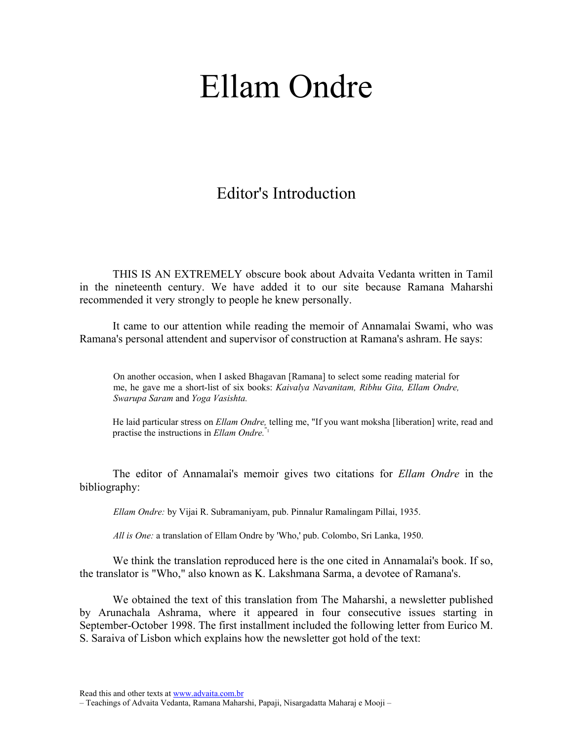# Ellam Ondre

## Editor's Introduction

THIS IS AN EXTREMELY obscure book about Advaita Vedanta written in Tamil in the nineteenth century. We have added it to our site because Ramana Maharshi recommended it very strongly to people he knew personally.

It came to our attention while reading the memoir of Annamalai Swami, who was Ramana's personal attendent and supervisor of construction at Ramana's ashram. He says:

> On another occasion, when I asked Bhagavan [Ramana] to select some reading material for me, he gave me a short-list of six books: *Kaivalya Navanitam, Ribhu Gita, Ellam Ondre, Swarupa Saram* and *Yoga Vasishta.*
>
> He laid particular stress on *Ellam Ondre,* telling me, "If you want moksha [liberation] write, read and practise the instructions in *Ellam Ondre.*"[1]

The editor of Annamalai's memoir gives two citations for *Ellam Ondre* in the bibliography:

> *Ellam Ondre:* by Vijai R. Subramaniyam, pub. Pinnalur Ramalingam Pillai, 1935.
>
> *All is One:* a translation of Ellam Ondre by 'Who,' pub. Colombo, Sri Lanka, 1950.

We think the translation reproduced here is the one cited in Annamalai's book. If so, the translator is "Who," also known as K. Lakshmana Sarma, a devotee of Ramana's.

We obtained the text of this translation from The Maharshi, a newsletter published by Arunachala Ashrama, where it appeared in four consecutive issues starting in September-October 1998. The first installment included the following letter from Eurico M. S. Saraiva of Lisbon which explains how the newsletter got hold of the text: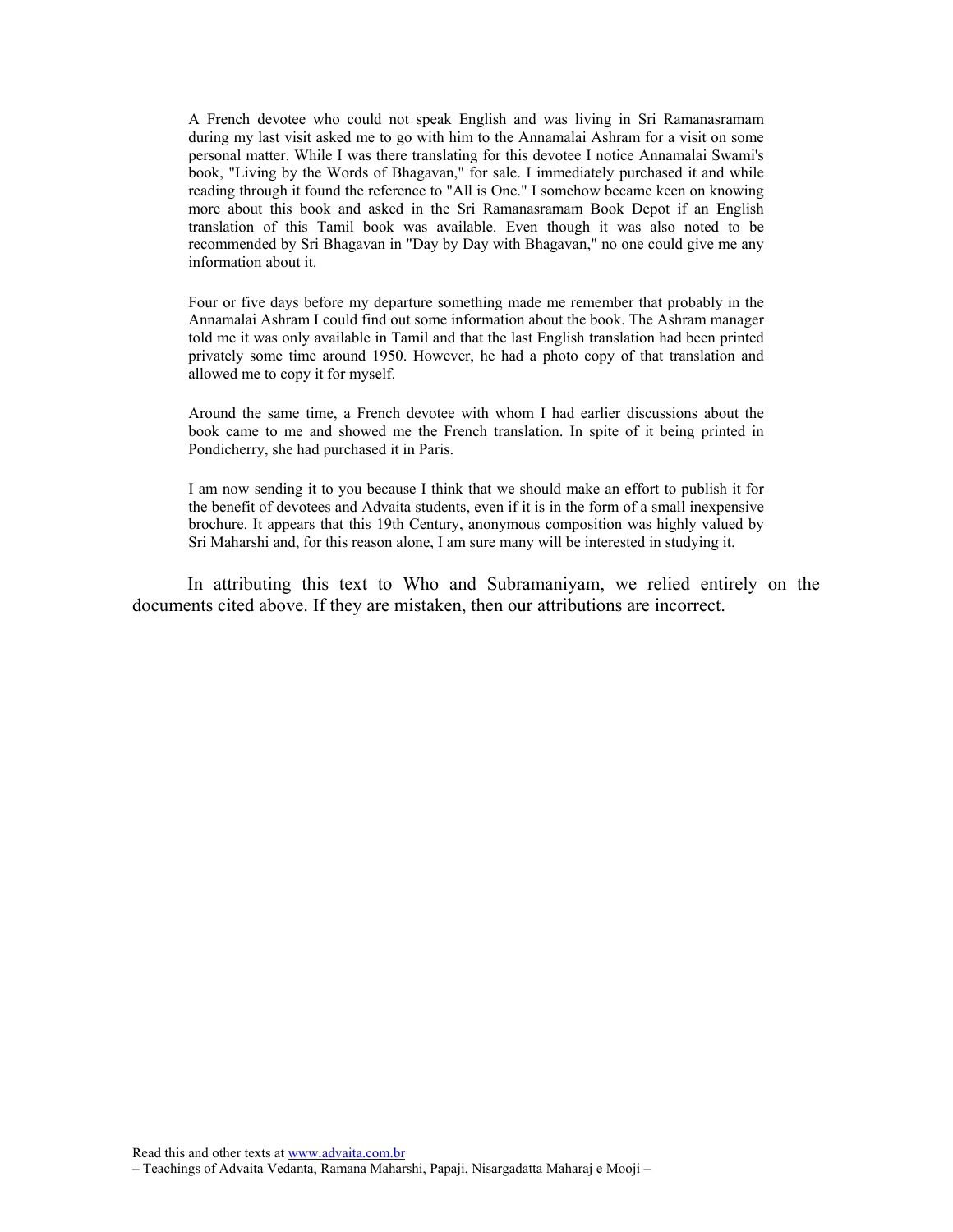> A French devotee who could not speak English and was living in Sri Ramanasramam during my last visit asked me to go with him to the Annamalai Ashram for a visit on some personal matter. While I was there translating for this devotee I notice Annamalai Swami's book, "Living by the Words of Bhagavan," for sale. I immediately purchased it and while reading through it found the reference to "All is One." I somehow became keen on knowing more about this book and asked in the Sri Ramanasramam Book Depot if an English translation of this Tamil book was available. Even though it was also noted to be recommended by Sri Bhagavan in "Day by Day with Bhagavan," no one could give me any information about it.
>
> Four or five days before my departure something made me remember that probably in the Annamalai Ashram I could find out some information about the book. The Ashram manager told me it was only available in Tamil and that the last English translation had been printed privately some time around 1950. However, he had a photo copy of that translation and allowed me to copy it for myself.
>
> Around the same time, a French devotee with whom I had earlier discussions about the book came to me and showed me the French translation. In spite of it being printed in Pondicherry, she had purchased it in Paris.
>
> I am now sending it to you because I think that we should make an effort to publish it for the benefit of devotees and Advaita students, even if it is in the form of a small inexpensive brochure. It appears that this 19th Century, anonymous composition was highly valued by Sri Maharshi and, for this reason alone, I am sure many will be interested in studying it.

In attributing this text to Who and Subramaniyam, we relied entirely on the documents cited above. If they are mistaken, then our attributions are incorrect.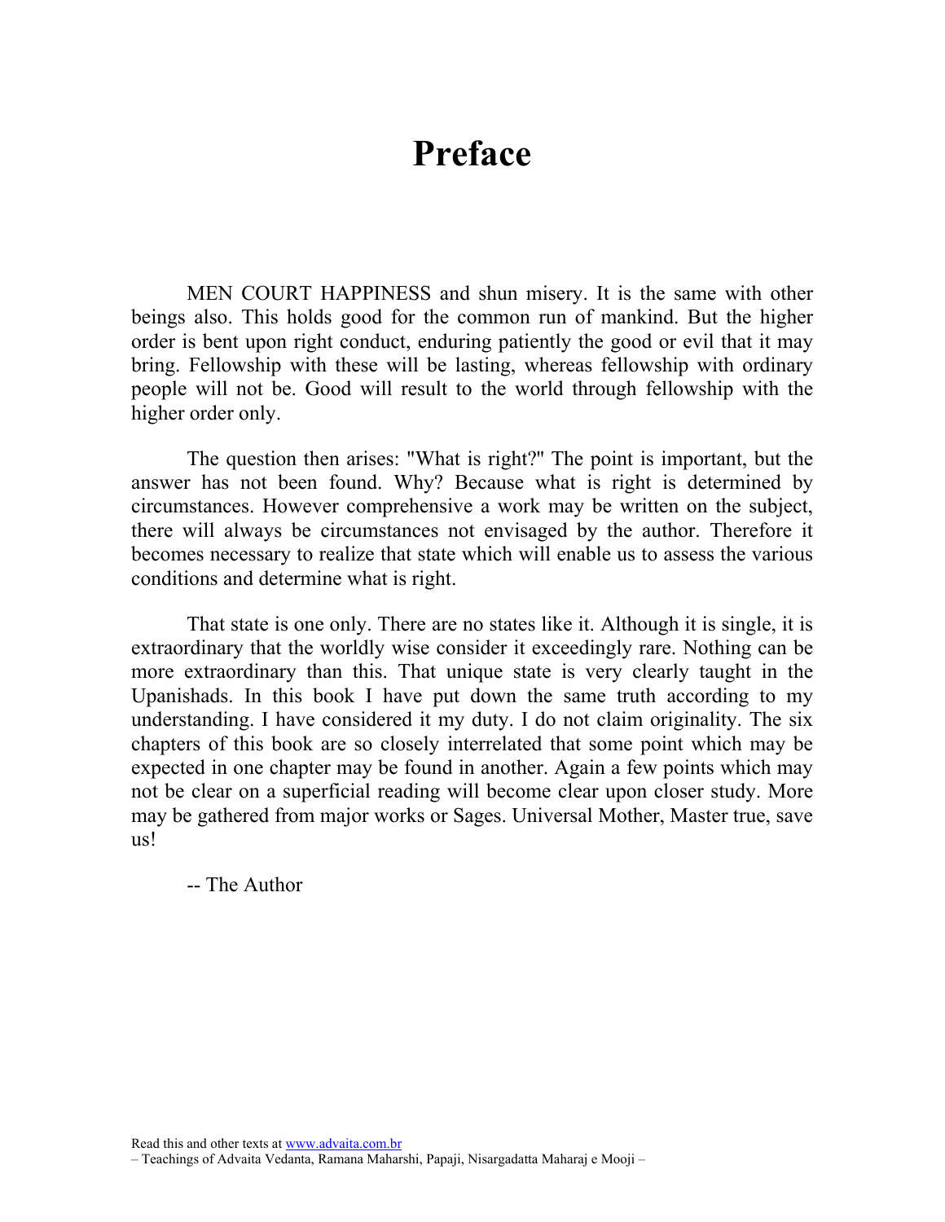# Preface

MEN COURT HAPPINESS and shun misery. It is the same with other beings also. This holds good for the common run of mankind. But the higher order is bent upon right conduct, enduring patiently the good or evil that it may bring. Fellowship with these will be lasting, whereas fellowship with ordinary people will not be. Good will result to the world through fellowship with the higher order only.

The question then arises: "What is right?" The point is important, but the answer has not been found. Why? Because what is right is determined by circumstances. However comprehensive a work may be written on the subject, there will always be circumstances not envisaged by the author. Therefore it becomes necessary to realize that state which will enable us to assess the various conditions and determine what is right.

That state is one only. There are no states like it. Although it is single, it is extraordinary that the worldly wise consider it exceedingly rare. Nothing can be more extraordinary than this. That unique state is very clearly taught in the Upanishads. In this book I have put down the same truth according to my understanding. I have considered it my duty. I do not claim originality. The six chapters of this book are so closely interrelated that some point which may be expected in one chapter may be found in another. Again a few points which may not be clear on a superficial reading will become clear upon closer study. More may be gathered from major works or Sages. Universal Mother, Master true, save us!

-- The Author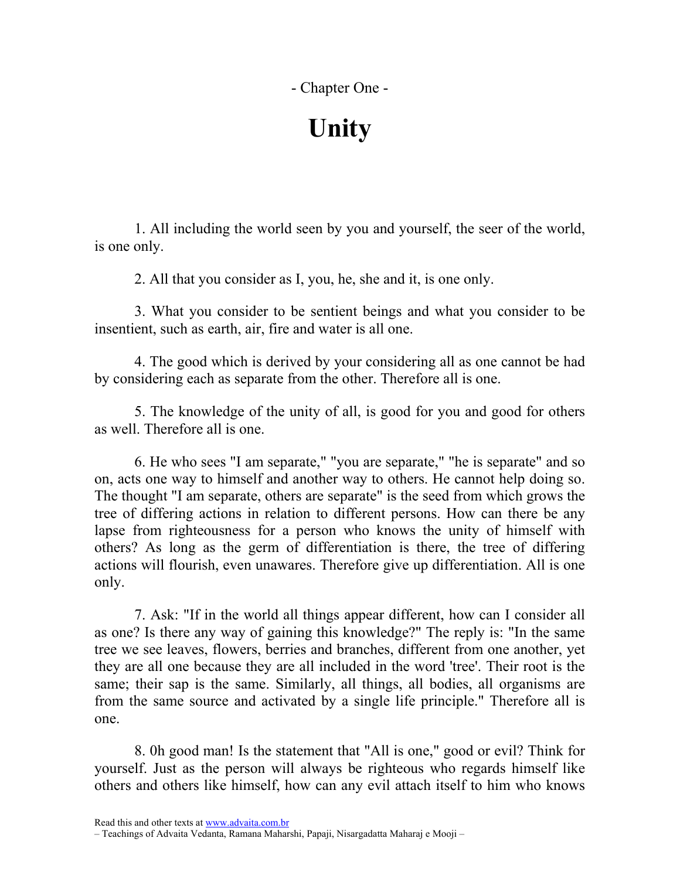- Chapter One -

# Unity

1. All including the world seen by you and yourself, the seer of the world, is one only.

2. All that you consider as I, you, he, she and it, is one only.

3. What you consider to be sentient beings and what you consider to be insentient, such as earth, air, fire and water is all one.

4. The good which is derived by your considering all as one cannot be had by considering each as separate from the other. Therefore all is one.

5. The knowledge of the unity of all, is good for you and good for others as well. Therefore all is one.

6. He who sees "I am separate," "you are separate," "he is separate" and so on, acts one way to himself and another way to others. He cannot help doing so. The thought "I am separate, others are separate" is the seed from which grows the tree of differing actions in relation to different persons. How can there be any lapse from righteousness for a person who knows the unity of himself with others? As long as the germ of differentiation is there, the tree of differing actions will flourish, even unawares. Therefore give up differentiation. All is one only.

7. Ask: "If in the world all things appear different, how can I consider all as one? Is there any way of gaining this knowledge?" The reply is: "In the same tree we see leaves, flowers, berries and branches, different from one another, yet they are all one because they are all included in the word 'tree'. Their root is the same; their sap is the same. Similarly, all things, all bodies, all organisms are from the same source and activated by a single life principle." Therefore all is one.

8. 0h good man! Is the statement that "All is one," good or evil? Think for yourself. Just as the person will always be righteous who regards himself like others and others like himself, how can any evil attach itself to him who knows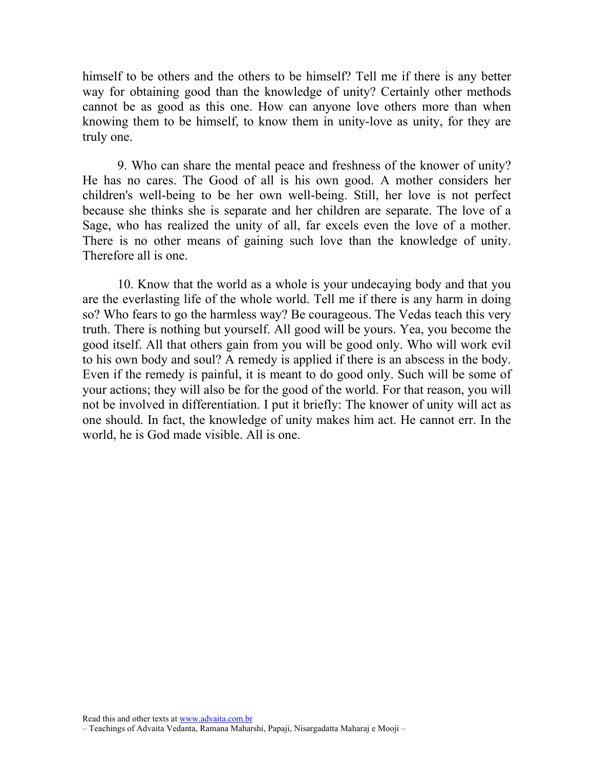himself to be others and the others to be himself? Tell me if there is any better way for obtaining good than the knowledge of unity? Certainly other methods cannot be as good as this one. How can anyone love others more than when knowing them to be himself, to know them in unity-love as unity, for they are truly one.

9. Who can share the mental peace and freshness of the knower of unity? He has no cares. The Good of all is his own good. A mother considers her children's well-being to be her own well-being. Still, her love is not perfect because she thinks she is separate and her children are separate. The love of a Sage, who has realized the unity of all, far excels even the love of a mother. There is no other means of gaining such love than the knowledge of unity. Therefore all is one.

10. Know that the world as a whole is your undecaying body and that you are the everlasting life of the whole world. Tell me if there is any harm in doing so? Who fears to go the harmless way? Be courageous. The Vedas teach this very truth. There is nothing but yourself. All good will be yours. Yea, you become the good itself. All that others gain from you will be good only. Who will work evil to his own body and soul? A remedy is applied if there is an abscess in the body. Even if the remedy is painful, it is meant to do good only. Such will be some of your actions; they will also be for the good of the world. For that reason, you will not be involved in differentiation. I put it briefly: The knower of unity will act as one should. In fact, the knowledge of unity makes him act. He cannot err. In the world, he is God made visible. All is one.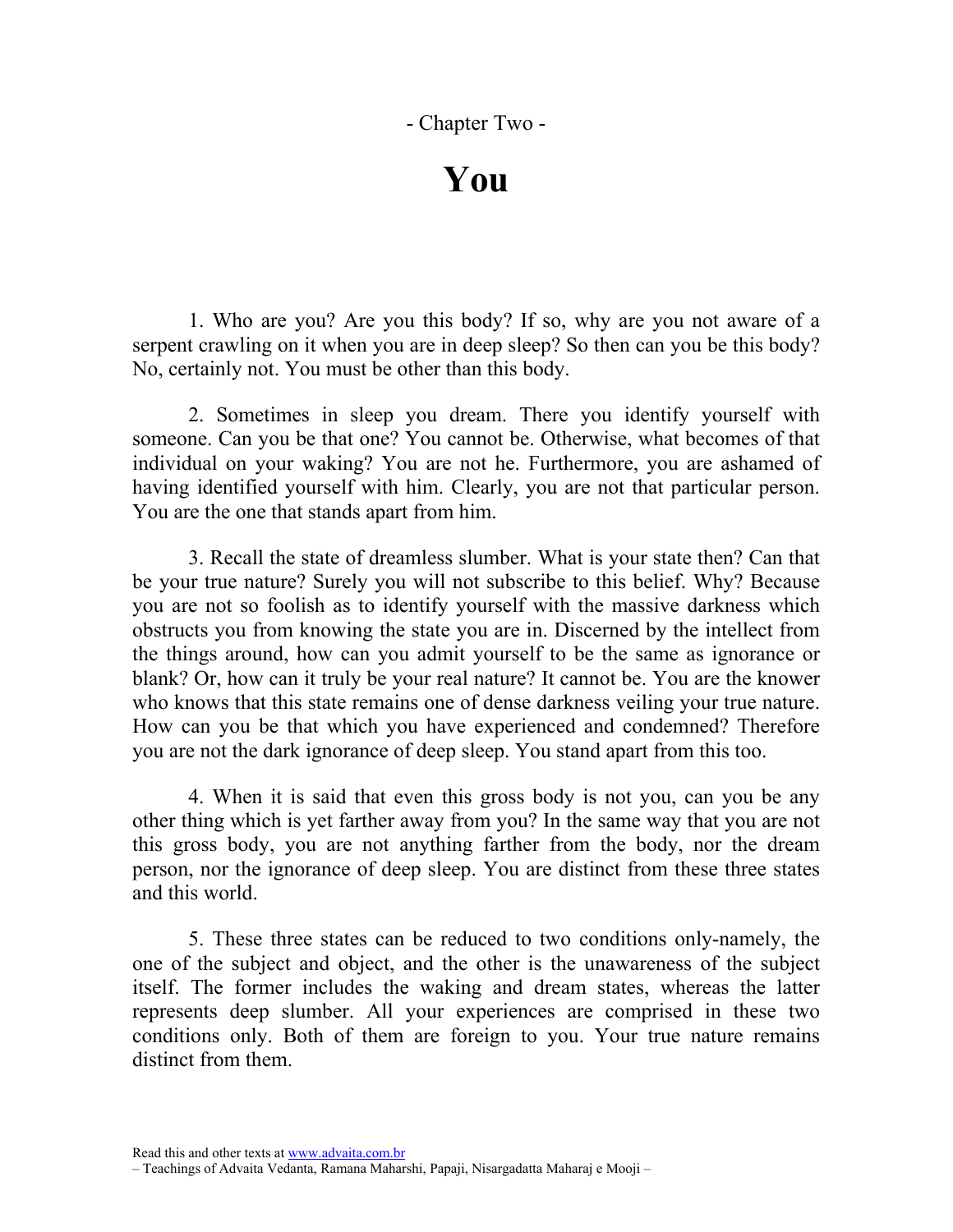- Chapter Two -

# You

1. Who are you? Are you this body? If so, why are you not aware of a serpent crawling on it when you are in deep sleep? So then can you be this body? No, certainly not. You must be other than this body.

2. Sometimes in sleep you dream. There you identify yourself with someone. Can you be that one? You cannot be. Otherwise, what becomes of that individual on your waking? You are not he. Furthermore, you are ashamed of having identified yourself with him. Clearly, you are not that particular person. You are the one that stands apart from him.

3. Recall the state of dreamless slumber. What is your state then? Can that be your true nature? Surely you will not subscribe to this belief. Why? Because you are not so foolish as to identify yourself with the massive darkness which obstructs you from knowing the state you are in. Discerned by the intellect from the things around, how can you admit yourself to be the same as ignorance or blank? Or, how can it truly be your real nature? It cannot be. You are the knower who knows that this state remains one of dense darkness veiling your true nature. How can you be that which you have experienced and condemned? Therefore you are not the dark ignorance of deep sleep. You stand apart from this too.

4. When it is said that even this gross body is not you, can you be any other thing which is yet farther away from you? In the same way that you are not this gross body, you are not anything farther from the body, nor the dream person, nor the ignorance of deep sleep. You are distinct from these three states and this world.

5. These three states can be reduced to two conditions only-namely, the one of the subject and object, and the other is the unawareness of the subject itself. The former includes the waking and dream states, whereas the latter represents deep slumber. All your experiences are comprised in these two conditions only. Both of them are foreign to you. Your true nature remains distinct from them.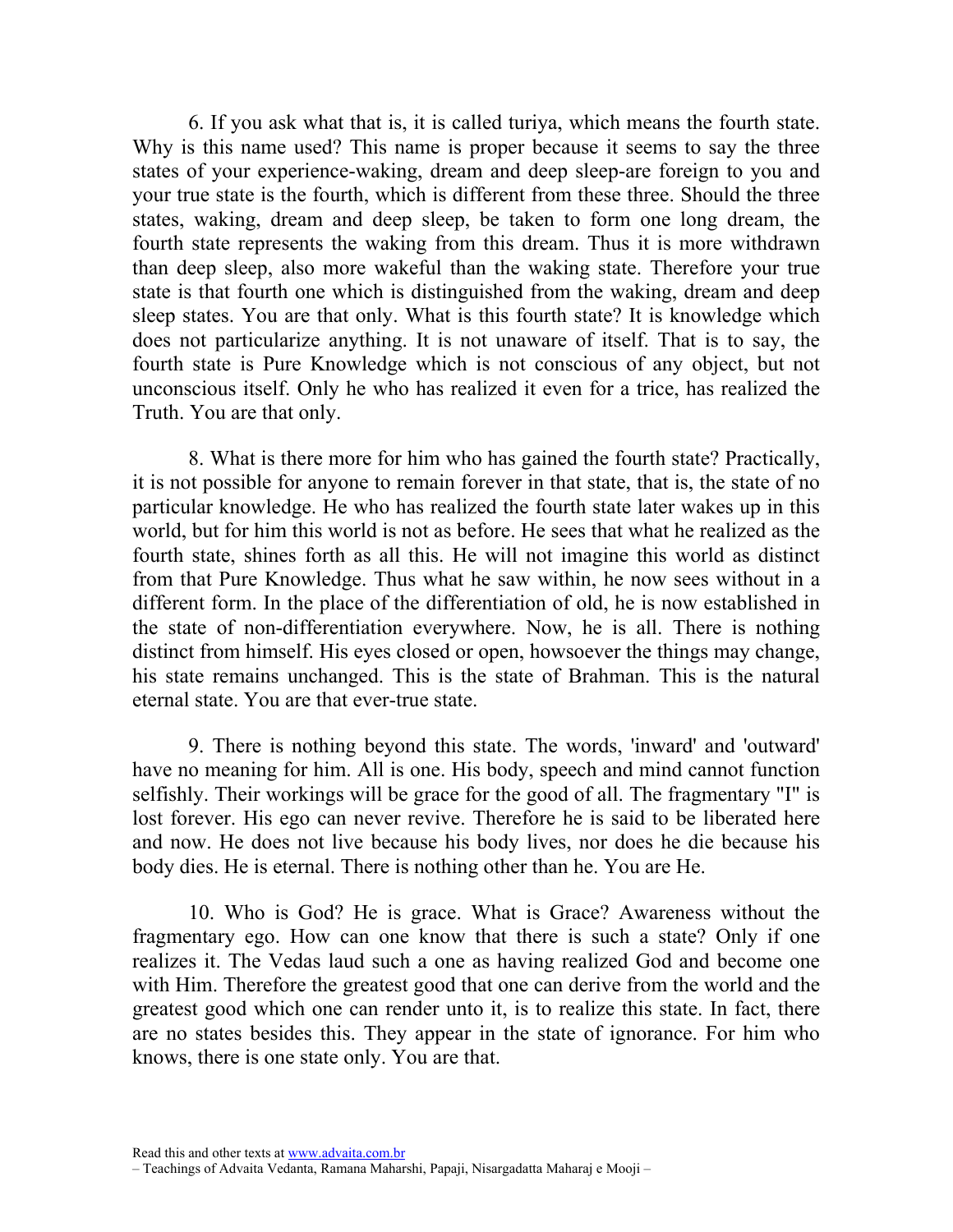6. If you ask what that is, it is called turiya, which means the fourth state. Why is this name used? This name is proper because it seems to say the three states of your experience-waking, dream and deep sleep-are foreign to you and your true state is the fourth, which is different from these three. Should the three states, waking, dream and deep sleep, be taken to form one long dream, the fourth state represents the waking from this dream. Thus it is more withdrawn than deep sleep, also more wakeful than the waking state. Therefore your true state is that fourth one which is distinguished from the waking, dream and deep sleep states. You are that only. What is this fourth state? It is knowledge which does not particularize anything. It is not unaware of itself. That is to say, the fourth state is Pure Knowledge which is not conscious of any object, but not unconscious itself. Only he who has realized it even for a trice, has realized the Truth. You are that only.

8. What is there more for him who has gained the fourth state? Practically, it is not possible for anyone to remain forever in that state, that is, the state of no particular knowledge. He who has realized the fourth state later wakes up in this world, but for him this world is not as before. He sees that what he realized as the fourth state, shines forth as all this. He will not imagine this world as distinct from that Pure Knowledge. Thus what he saw within, he now sees without in a different form. In the place of the differentiation of old, he is now established in the state of non-differentiation everywhere. Now, he is all. There is nothing distinct from himself. His eyes closed or open, howsoever the things may change, his state remains unchanged. This is the state of Brahman. This is the natural eternal state. You are that ever-true state.

9. There is nothing beyond this state. The words, 'inward' and 'outward' have no meaning for him. All is one. His body, speech and mind cannot function selfishly. Their workings will be grace for the good of all. The fragmentary "I" is lost forever. His ego can never revive. Therefore he is said to be liberated here and now. He does not live because his body lives, nor does he die because his body dies. He is eternal. There is nothing other than he. You are He.

10. Who is God? He is grace. What is Grace? Awareness without the fragmentary ego. How can one know that there is such a state? Only if one realizes it. The Vedas laud such a one as having realized God and become one with Him. Therefore the greatest good that one can derive from the world and the greatest good which one can render unto it, is to realize this state. In fact, there are no states besides this. They appear in the state of ignorance. For him who knows, there is one state only. You are that.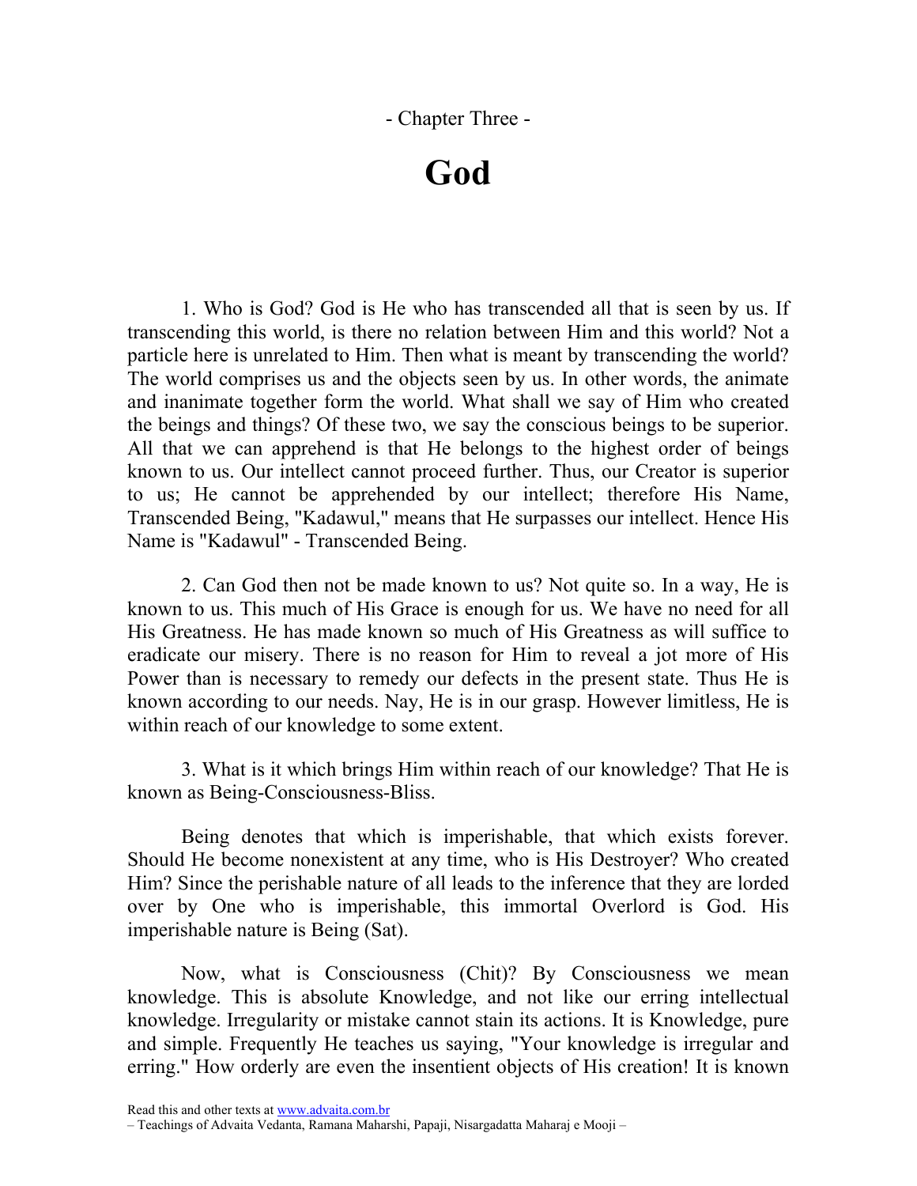- Chapter Three -

# God

1. Who is God? God is He who has transcended all that is seen by us. If transcending this world, is there no relation between Him and this world? Not a particle here is unrelated to Him. Then what is meant by transcending the world? The world comprises us and the objects seen by us. In other words, the animate and inanimate together form the world. What shall we say of Him who created the beings and things? Of these two, we say the conscious beings to be superior. All that we can apprehend is that He belongs to the highest order of beings known to us. Our intellect cannot proceed further. Thus, our Creator is superior to us; He cannot be apprehended by our intellect; therefore His Name, Transcended Being, "Kadawul," means that He surpasses our intellect. Hence His Name is "Kadawul" - Transcended Being.

2. Can God then not be made known to us? Not quite so. In a way, He is known to us. This much of His Grace is enough for us. We have no need for all His Greatness. He has made known so much of His Greatness as will suffice to eradicate our misery. There is no reason for Him to reveal a jot more of His Power than is necessary to remedy our defects in the present state. Thus He is known according to our needs. Nay, He is in our grasp. However limitless, He is within reach of our knowledge to some extent.

3. What is it which brings Him within reach of our knowledge? That He is known as Being-Consciousness-Bliss.

Being denotes that which is imperishable, that which exists forever. Should He become nonexistent at any time, who is His Destroyer? Who created Him? Since the perishable nature of all leads to the inference that they are lorded over by One who is imperishable, this immortal Overlord is God. His imperishable nature is Being (Sat).

Now, what is Consciousness (Chit)? By Consciousness we mean knowledge. This is absolute Knowledge, and not like our erring intellectual knowledge. Irregularity or mistake cannot stain its actions. It is Knowledge, pure and simple. Frequently He teaches us saying, "Your knowledge is irregular and erring." How orderly are even the insentient objects of His creation! It is known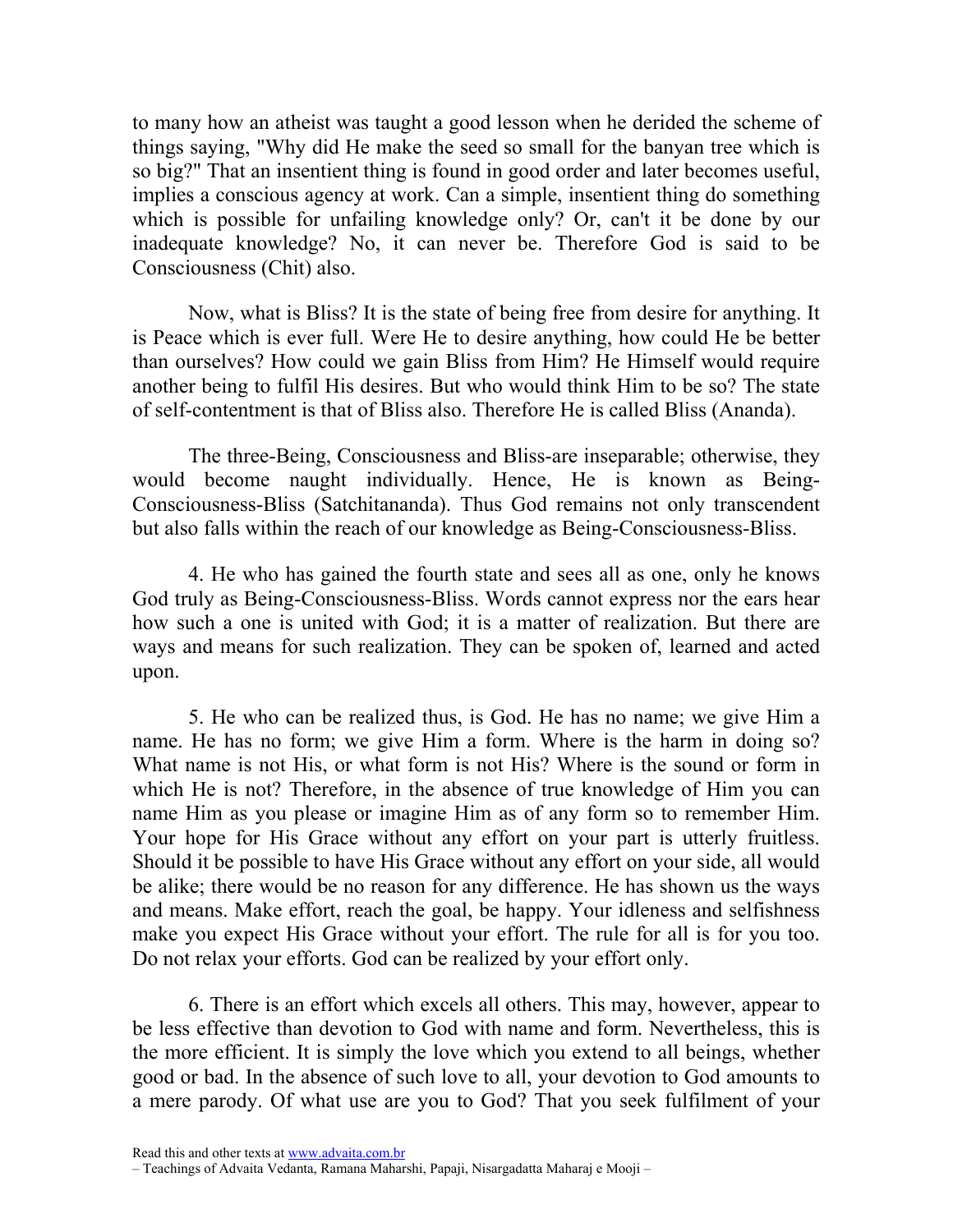to many how an atheist was taught a good lesson when he derided the scheme of things saying, "Why did He make the seed so small for the banyan tree which is so big?" That an insentient thing is found in good order and later becomes useful, implies a conscious agency at work. Can a simple, insentient thing do something which is possible for unfailing knowledge only? Or, can't it be done by our inadequate knowledge? No, it can never be. Therefore God is said to be Consciousness (Chit) also.

Now, what is Bliss? It is the state of being free from desire for anything. It is Peace which is ever full. Were He to desire anything, how could He be better than ourselves? How could we gain Bliss from Him? He Himself would require another being to fulfil His desires. But who would think Him to be so? The state of self-contentment is that of Bliss also. Therefore He is called Bliss (Ananda).

The three-Being, Consciousness and Bliss-are inseparable; otherwise, they would become naught individually. Hence, He is known as Being-Consciousness-Bliss (Satchitananda). Thus God remains not only transcendent but also falls within the reach of our knowledge as Being-Consciousness-Bliss.

4. He who has gained the fourth state and sees all as one, only he knows God truly as Being-Consciousness-Bliss. Words cannot express nor the ears hear how such a one is united with God; it is a matter of realization. But there are ways and means for such realization. They can be spoken of, learned and acted upon.

5. He who can be realized thus, is God. He has no name; we give Him a name. He has no form; we give Him a form. Where is the harm in doing so? What name is not His, or what form is not His? Where is the sound or form in which He is not? Therefore, in the absence of true knowledge of Him you can name Him as you please or imagine Him as of any form so to remember Him. Your hope for His Grace without any effort on your part is utterly fruitless. Should it be possible to have His Grace without any effort on your side, all would be alike; there would be no reason for any difference. He has shown us the ways and means. Make effort, reach the goal, be happy. Your idleness and selfishness make you expect His Grace without your effort. The rule for all is for you too. Do not relax your efforts. God can be realized by your effort only.

6. There is an effort which excels all others. This may, however, appear to be less effective than devotion to God with name and form. Nevertheless, this is the more efficient. It is simply the love which you extend to all beings, whether good or bad. In the absence of such love to all, your devotion to God amounts to a mere parody. Of what use are you to God? That you seek fulfilment of your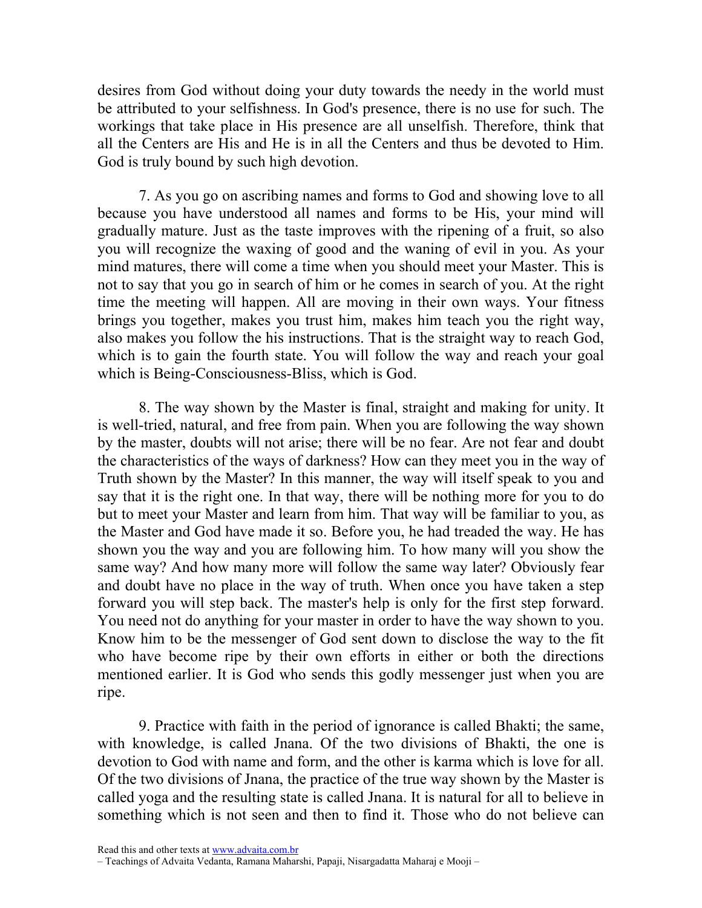desires from God without doing your duty towards the needy in the world must be attributed to your selfishness. In God's presence, there is no use for such. The workings that take place in His presence are all unselfish. Therefore, think that all the Centers are His and He is in all the Centers and thus be devoted to Him. God is truly bound by such high devotion.

7. As you go on ascribing names and forms to God and showing love to all because you have understood all names and forms to be His, your mind will gradually mature. Just as the taste improves with the ripening of a fruit, so also you will recognize the waxing of good and the waning of evil in you. As your mind matures, there will come a time when you should meet your Master. This is not to say that you go in search of him or he comes in search of you. At the right time the meeting will happen. All are moving in their own ways. Your fitness brings you together, makes you trust him, makes him teach you the right way, also makes you follow the his instructions. That is the straight way to reach God, which is to gain the fourth state. You will follow the way and reach your goal which is Being-Consciousness-Bliss, which is God.

8. The way shown by the Master is final, straight and making for unity. It is well-tried, natural, and free from pain. When you are following the way shown by the master, doubts will not arise; there will be no fear. Are not fear and doubt the characteristics of the ways of darkness? How can they meet you in the way of Truth shown by the Master? In this manner, the way will itself speak to you and say that it is the right one. In that way, there will be nothing more for you to do but to meet your Master and learn from him. That way will be familiar to you, as the Master and God have made it so. Before you, he had treaded the way. He has shown you the way and you are following him. To how many will you show the same way? And how many more will follow the same way later? Obviously fear and doubt have no place in the way of truth. When once you have taken a step forward you will step back. The master's help is only for the first step forward. You need not do anything for your master in order to have the way shown to you. Know him to be the messenger of God sent down to disclose the way to the fit who have become ripe by their own efforts in either or both the directions mentioned earlier. It is God who sends this godly messenger just when you are ripe.

9. Practice with faith in the period of ignorance is called Bhakti; the same, with knowledge, is called Jnana. Of the two divisions of Bhakti, the one is devotion to God with name and form, and the other is karma which is love for all. Of the two divisions of Jnana, the practice of the true way shown by the Master is called yoga and the resulting state is called Jnana. It is natural for all to believe in something which is not seen and then to find it. Those who do not believe can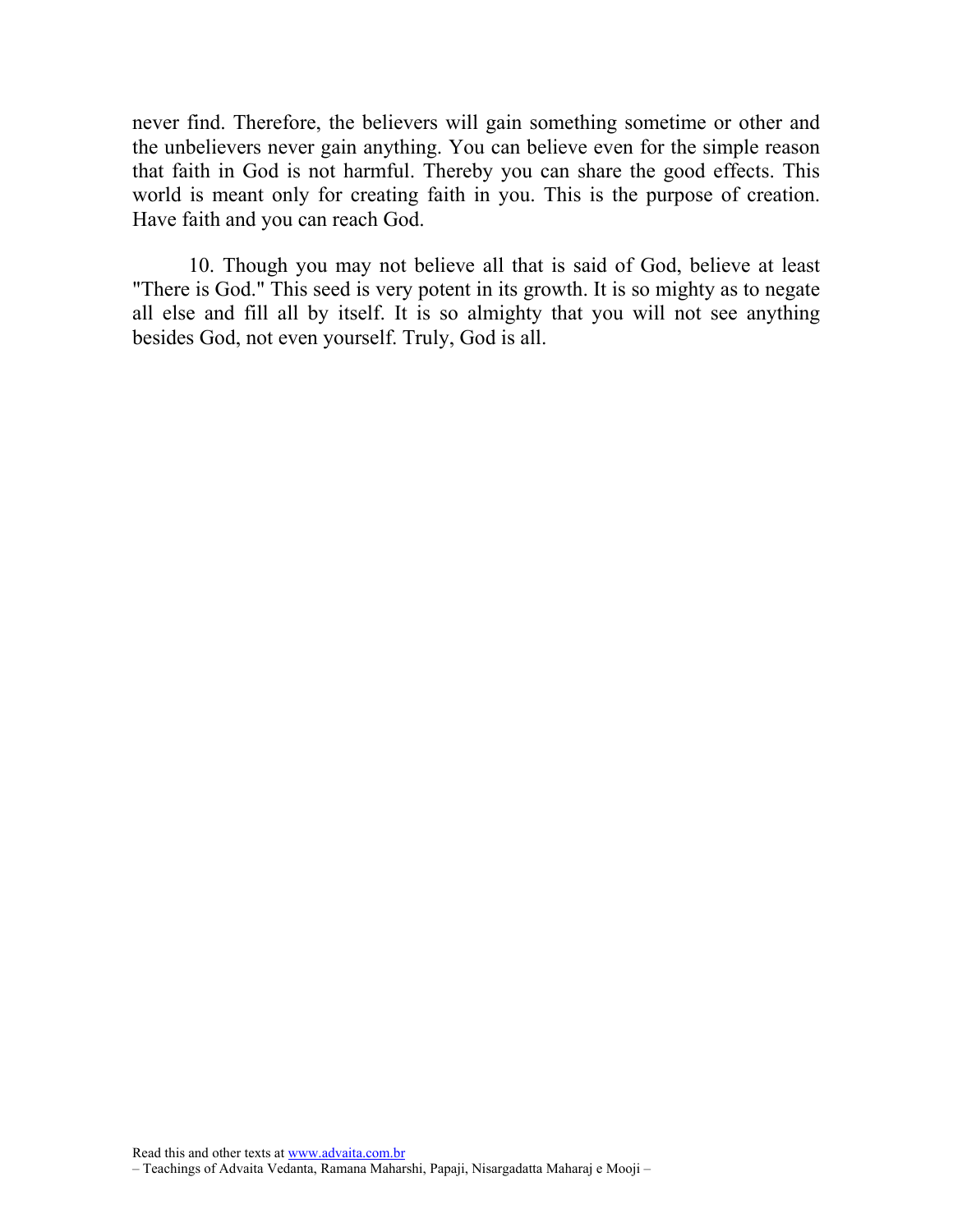never find. Therefore, the believers will gain something sometime or other and the unbelievers never gain anything. You can believe even for the simple reason that faith in God is not harmful. Thereby you can share the good effects. This world is meant only for creating faith in you. This is the purpose of creation. Have faith and you can reach God.

10. Though you may not believe all that is said of God, believe at least "There is God." This seed is very potent in its growth. It is so mighty as to negate all else and fill all by itself. It is so almighty that you will not see anything besides God, not even yourself. Truly, God is all.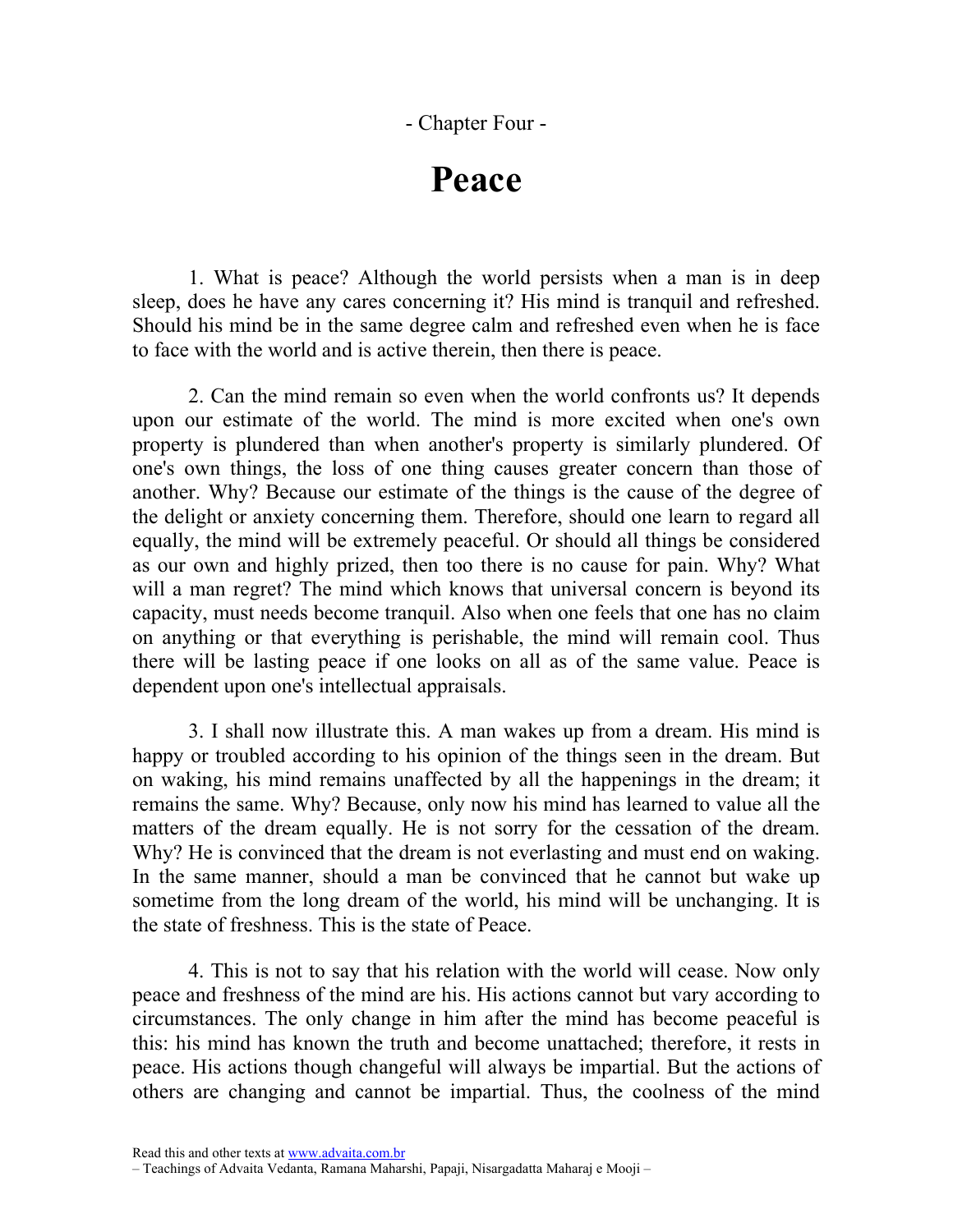- Chapter Four -

# Peace

1. What is peace? Although the world persists when a man is in deep sleep, does he have any cares concerning it? His mind is tranquil and refreshed. Should his mind be in the same degree calm and refreshed even when he is face to face with the world and is active therein, then there is peace.

2. Can the mind remain so even when the world confronts us? It depends upon our estimate of the world. The mind is more excited when one's own property is plundered than when another's property is similarly plundered. Of one's own things, the loss of one thing causes greater concern than those of another. Why? Because our estimate of the things is the cause of the degree of the delight or anxiety concerning them. Therefore, should one learn to regard all equally, the mind will be extremely peaceful. Or should all things be considered as our own and highly prized, then too there is no cause for pain. Why? What will a man regret? The mind which knows that universal concern is beyond its capacity, must needs become tranquil. Also when one feels that one has no claim on anything or that everything is perishable, the mind will remain cool. Thus there will be lasting peace if one looks on all as of the same value. Peace is dependent upon one's intellectual appraisals.

3. I shall now illustrate this. A man wakes up from a dream. His mind is happy or troubled according to his opinion of the things seen in the dream. But on waking, his mind remains unaffected by all the happenings in the dream; it remains the same. Why? Because, only now his mind has learned to value all the matters of the dream equally. He is not sorry for the cessation of the dream. Why? He is convinced that the dream is not everlasting and must end on waking. In the same manner, should a man be convinced that he cannot but wake up sometime from the long dream of the world, his mind will be unchanging. It is the state of freshness. This is the state of Peace.

4. This is not to say that his relation with the world will cease. Now only peace and freshness of the mind are his. His actions cannot but vary according to circumstances. The only change in him after the mind has become peaceful is this: his mind has known the truth and become unattached; therefore, it rests in peace. His actions though changeful will always be impartial. But the actions of others are changing and cannot be impartial. Thus, the coolness of the mind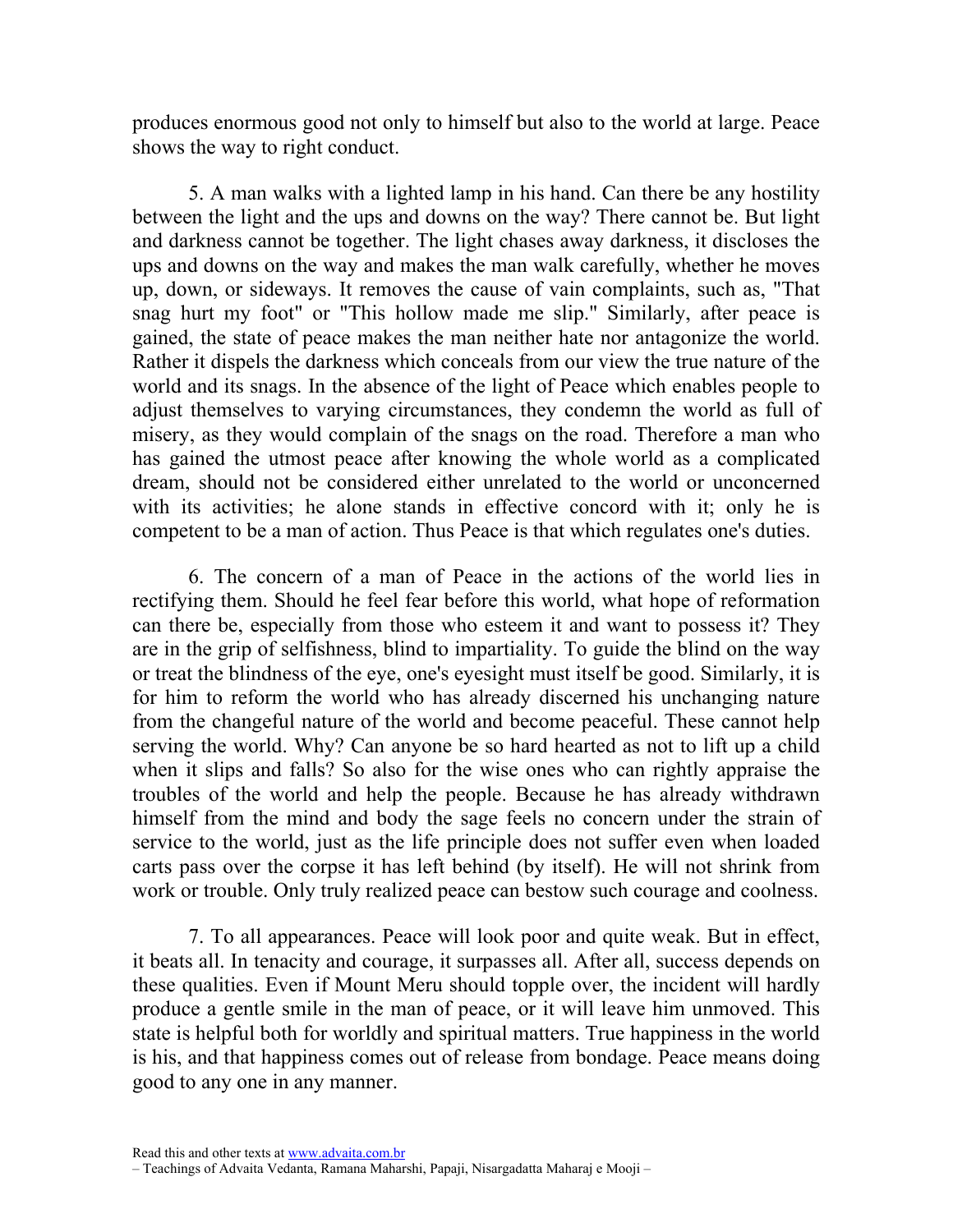produces enormous good not only to himself but also to the world at large. Peace shows the way to right conduct.

5. A man walks with a lighted lamp in his hand. Can there be any hostility between the light and the ups and downs on the way? There cannot be. But light and darkness cannot be together. The light chases away darkness, it discloses the ups and downs on the way and makes the man walk carefully, whether he moves up, down, or sideways. It removes the cause of vain complaints, such as, "That snag hurt my foot" or "This hollow made me slip." Similarly, after peace is gained, the state of peace makes the man neither hate nor antagonize the world. Rather it dispels the darkness which conceals from our view the true nature of the world and its snags. In the absence of the light of Peace which enables people to adjust themselves to varying circumstances, they condemn the world as full of misery, as they would complain of the snags on the road. Therefore a man who has gained the utmost peace after knowing the whole world as a complicated dream, should not be considered either unrelated to the world or unconcerned with its activities; he alone stands in effective concord with it; only he is competent to be a man of action. Thus Peace is that which regulates one's duties.

6. The concern of a man of Peace in the actions of the world lies in rectifying them. Should he feel fear before this world, what hope of reformation can there be, especially from those who esteem it and want to possess it? They are in the grip of selfishness, blind to impartiality. To guide the blind on the way or treat the blindness of the eye, one's eyesight must itself be good. Similarly, it is for him to reform the world who has already discerned his unchanging nature from the changeful nature of the world and become peaceful. These cannot help serving the world. Why? Can anyone be so hard hearted as not to lift up a child when it slips and falls? So also for the wise ones who can rightly appraise the troubles of the world and help the people. Because he has already withdrawn himself from the mind and body the sage feels no concern under the strain of service to the world, just as the life principle does not suffer even when loaded carts pass over the corpse it has left behind (by itself). He will not shrink from work or trouble. Only truly realized peace can bestow such courage and coolness.

7. To all appearances. Peace will look poor and quite weak. But in effect, it beats all. In tenacity and courage, it surpasses all. After all, success depends on these qualities. Even if Mount Meru should topple over, the incident will hardly produce a gentle smile in the man of peace, or it will leave him unmoved. This state is helpful both for worldly and spiritual matters. True happiness in the world is his, and that happiness comes out of release from bondage. Peace means doing good to any one in any manner.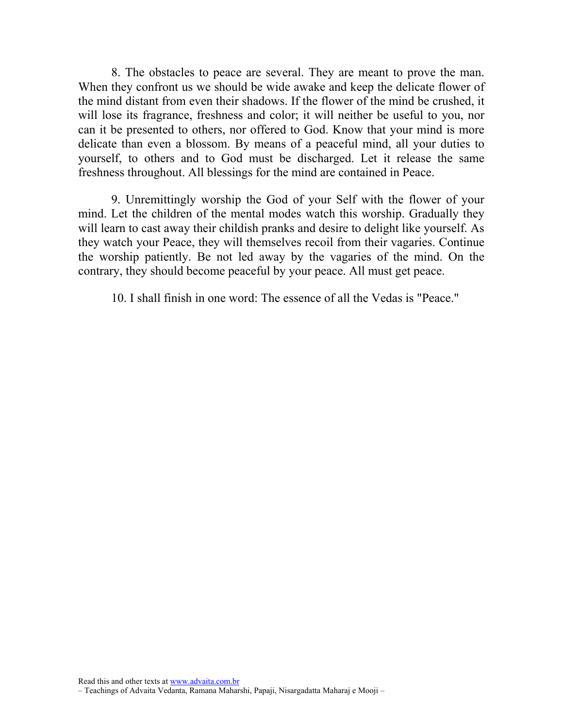8. The obstacles to peace are several. They are meant to prove the man. When they confront us we should be wide awake and keep the delicate flower of the mind distant from even their shadows. If the flower of the mind be crushed, it will lose its fragrance, freshness and color; it will neither be useful to you, nor can it be presented to others, nor offered to God. Know that your mind is more delicate than even a blossom. By means of a peaceful mind, all your duties to yourself, to others and to God must be discharged. Let it release the same freshness throughout. All blessings for the mind are contained in Peace.

9. Unremittingly worship the God of your Self with the flower of your mind. Let the children of the mental modes watch this worship. Gradually they will learn to cast away their childish pranks and desire to delight like yourself. As they watch your Peace, they will themselves recoil from their vagaries. Continue the worship patiently. Be not led away by the vagaries of the mind. On the contrary, they should become peaceful by your peace. All must get peace.

10. I shall finish in one word: The essence of all the Vedas is "Peace."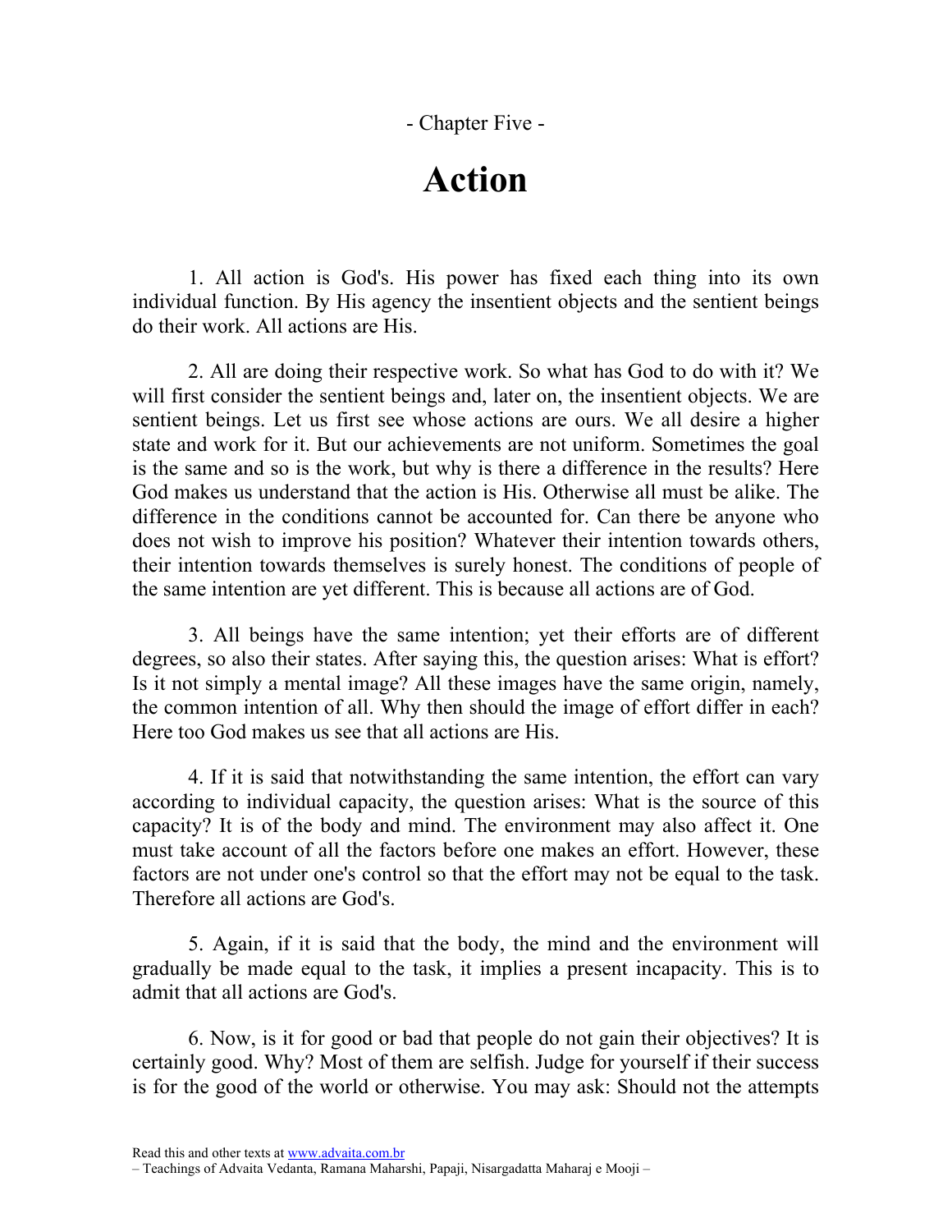- Chapter Five -

# Action

1. All action is God's. His power has fixed each thing into its own individual function. By His agency the insentient objects and the sentient beings do their work. All actions are His.

2. All are doing their respective work. So what has God to do with it? We will first consider the sentient beings and, later on, the insentient objects. We are sentient beings. Let us first see whose actions are ours. We all desire a higher state and work for it. But our achievements are not uniform. Sometimes the goal is the same and so is the work, but why is there a difference in the results? Here God makes us understand that the action is His. Otherwise all must be alike. The difference in the conditions cannot be accounted for. Can there be anyone who does not wish to improve his position? Whatever their intention towards others, their intention towards themselves is surely honest. The conditions of people of the same intention are yet different. This is because all actions are of God.

3. All beings have the same intention; yet their efforts are of different degrees, so also their states. After saying this, the question arises: What is effort? Is it not simply a mental image? All these images have the same origin, namely, the common intention of all. Why then should the image of effort differ in each? Here too God makes us see that all actions are His.

4. If it is said that notwithstanding the same intention, the effort can vary according to individual capacity, the question arises: What is the source of this capacity? It is of the body and mind. The environment may also affect it. One must take account of all the factors before one makes an effort. However, these factors are not under one's control so that the effort may not be equal to the task. Therefore all actions are God's.

5. Again, if it is said that the body, the mind and the environment will gradually be made equal to the task, it implies a present incapacity. This is to admit that all actions are God's.

6. Now, is it for good or bad that people do not gain their objectives? It is certainly good. Why? Most of them are selfish. Judge for yourself if their success is for the good of the world or otherwise. You may ask: Should not the attempts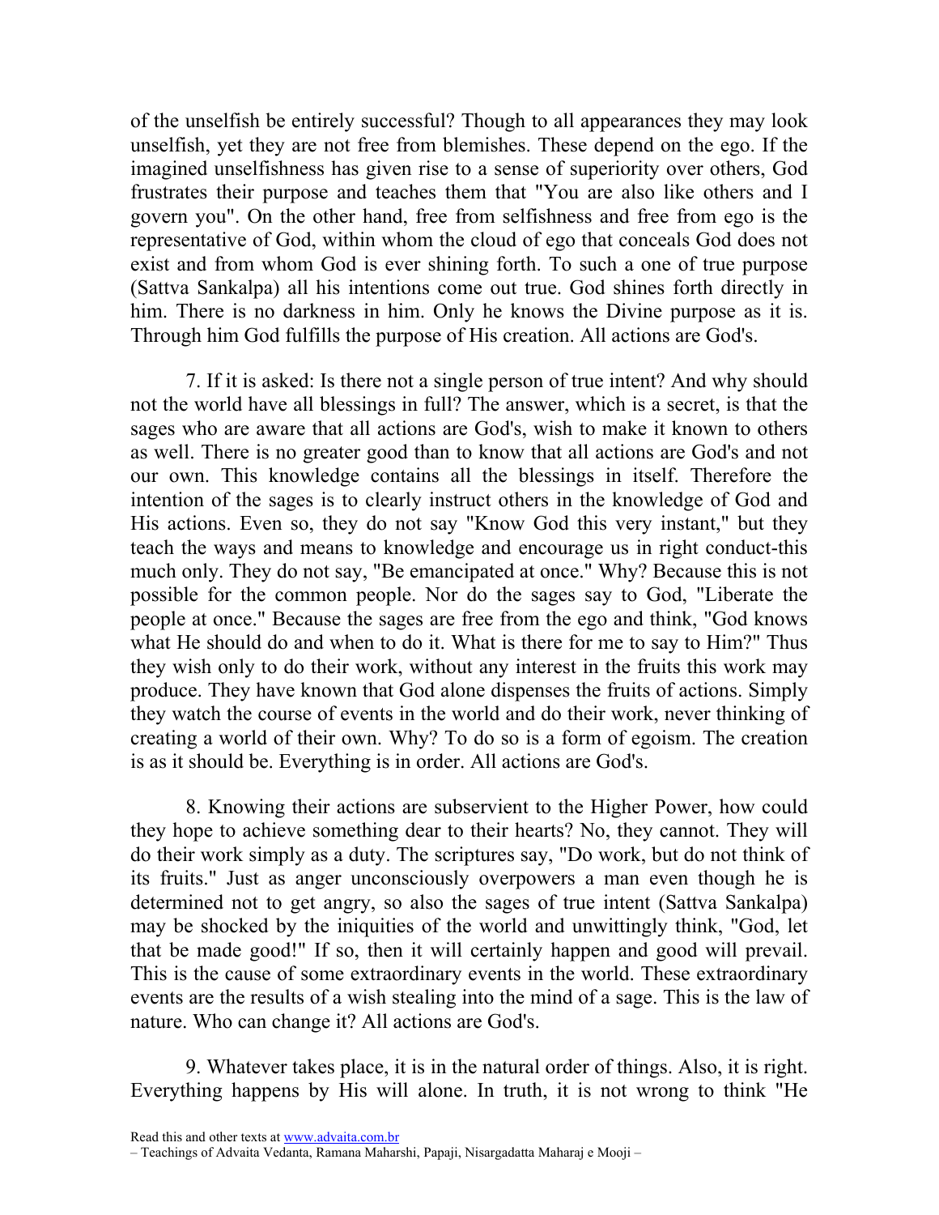of the unselfish be entirely successful? Though to all appearances they may look unselfish, yet they are not free from blemishes. These depend on the ego. If the imagined unselfishness has given rise to a sense of superiority over others, God frustrates their purpose and teaches them that "You are also like others and I govern you". On the other hand, free from selfishness and free from ego is the representative of God, within whom the cloud of ego that conceals God does not exist and from whom God is ever shining forth. To such a one of true purpose (Sattva Sankalpa) all his intentions come out true. God shines forth directly in him. There is no darkness in him. Only he knows the Divine purpose as it is. Through him God fulfills the purpose of His creation. All actions are God's.

7. If it is asked: Is there not a single person of true intent? And why should not the world have all blessings in full? The answer, which is a secret, is that the sages who are aware that all actions are God's, wish to make it known to others as well. There is no greater good than to know that all actions are God's and not our own. This knowledge contains all the blessings in itself. Therefore the intention of the sages is to clearly instruct others in the knowledge of God and His actions. Even so, they do not say "Know God this very instant," but they teach the ways and means to knowledge and encourage us in right conduct-this much only. They do not say, "Be emancipated at once." Why? Because this is not possible for the common people. Nor do the sages say to God, "Liberate the people at once." Because the sages are free from the ego and think, "God knows what He should do and when to do it. What is there for me to say to Him?" Thus they wish only to do their work, without any interest in the fruits this work may produce. They have known that God alone dispenses the fruits of actions. Simply they watch the course of events in the world and do their work, never thinking of creating a world of their own. Why? To do so is a form of egoism. The creation is as it should be. Everything is in order. All actions are God's.

8. Knowing their actions are subservient to the Higher Power, how could they hope to achieve something dear to their hearts? No, they cannot. They will do their work simply as a duty. The scriptures say, "Do work, but do not think of its fruits." Just as anger unconsciously overpowers a man even though he is determined not to get angry, so also the sages of true intent (Sattva Sankalpa) may be shocked by the iniquities of the world and unwittingly think, "God, let that be made good!" If so, then it will certainly happen and good will prevail. This is the cause of some extraordinary events in the world. These extraordinary events are the results of a wish stealing into the mind of a sage. This is the law of nature. Who can change it? All actions are God's.

9. Whatever takes place, it is in the natural order of things. Also, it is right. Everything happens by His will alone. In truth, it is not wrong to think "He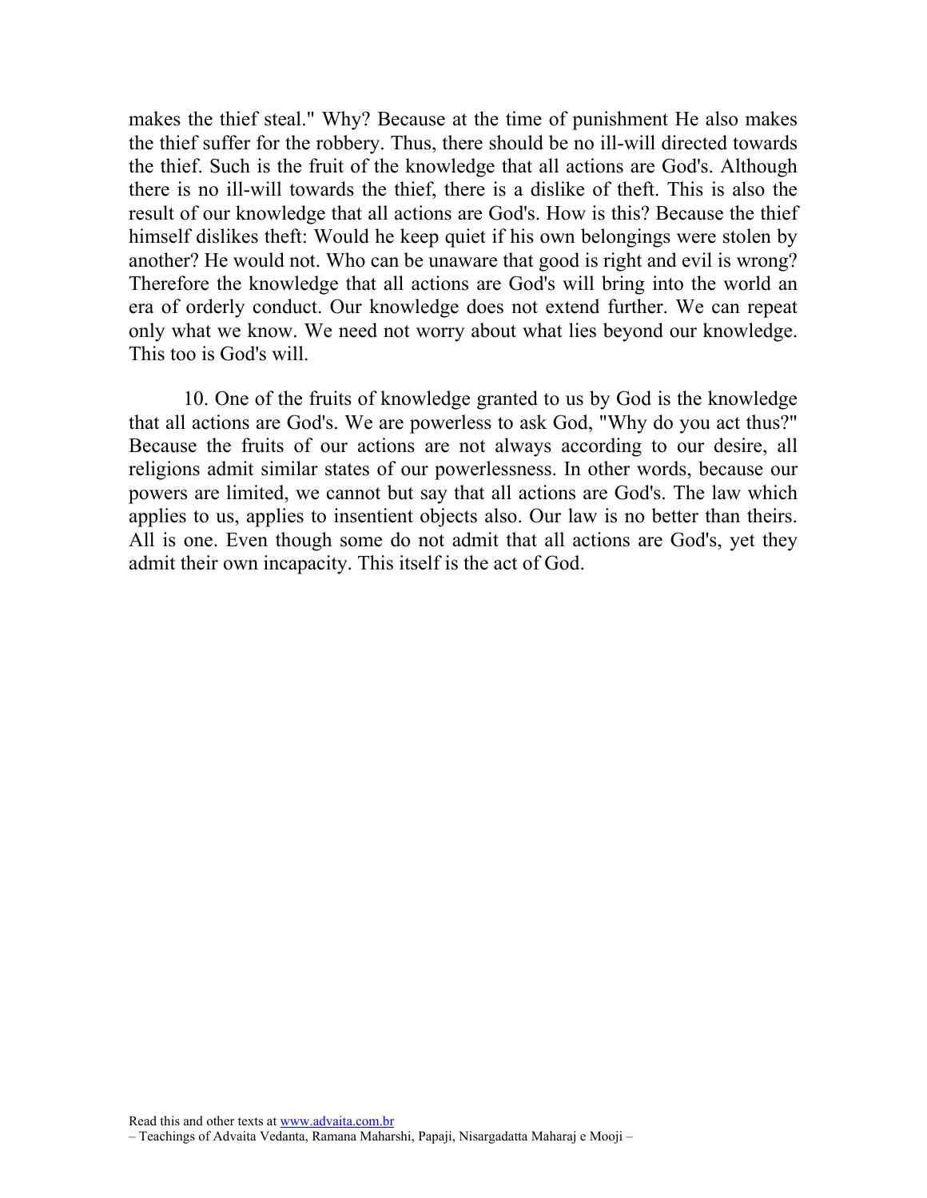makes the thief steal." Why? Because at the time of punishment He also makes the thief suffer for the robbery. Thus, there should be no ill-will directed towards the thief. Such is the fruit of the knowledge that all actions are God's. Although there is no ill-will towards the thief, there is a dislike of theft. This is also the result of our knowledge that all actions are God's. How is this? Because the thief himself dislikes theft: Would he keep quiet if his own belongings were stolen by another? He would not. Who can be unaware that good is right and evil is wrong? Therefore the knowledge that all actions are God's will bring into the world an era of orderly conduct. Our knowledge does not extend further. We can repeat only what we know. We need not worry about what lies beyond our knowledge. This too is God's will.

10. One of the fruits of knowledge granted to us by God is the knowledge that all actions are God's. We are powerless to ask God, "Why do you act thus?" Because the fruits of our actions are not always according to our desire, all religions admit similar states of our powerlessness. In other words, because our powers are limited, we cannot but say that all actions are God's. The law which applies to us, applies to insentient objects also. Our law is no better than theirs. All is one. Even though some do not admit that all actions are God's, yet they admit their own incapacity. This itself is the act of God.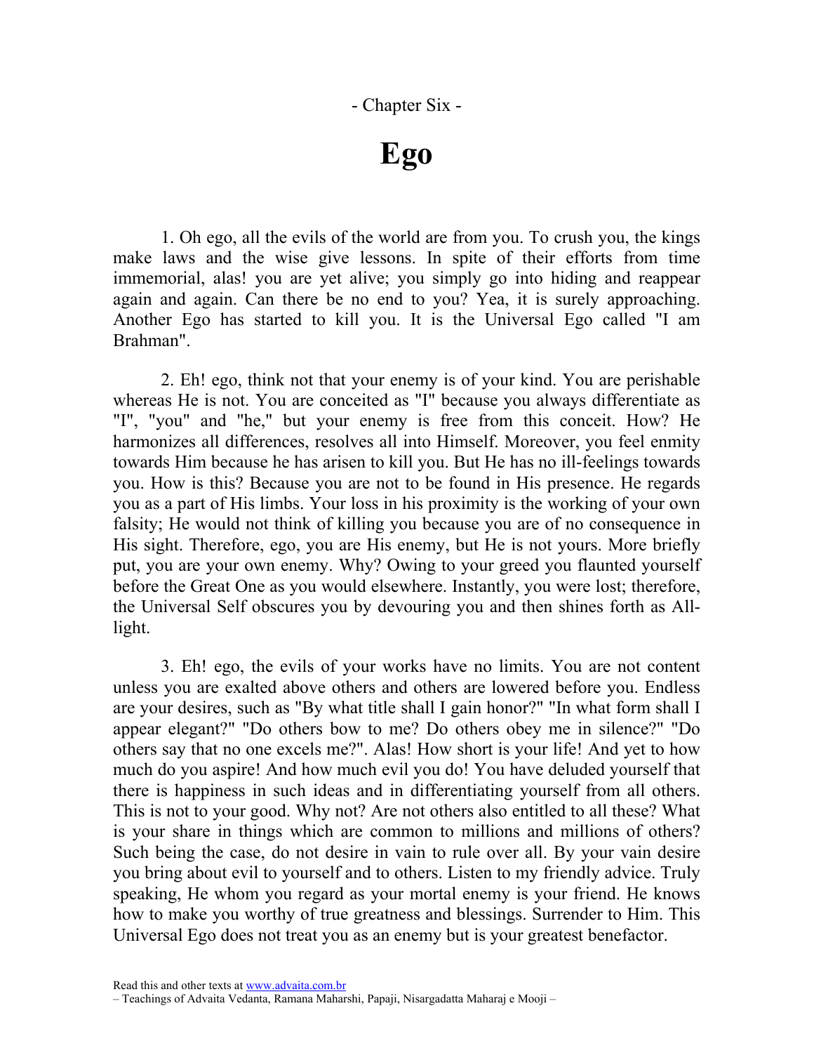- Chapter Six -

# Ego

1. Oh ego, all the evils of the world are from you. To crush you, the kings make laws and the wise give lessons. In spite of their efforts from time immemorial, alas! you are yet alive; you simply go into hiding and reappear again and again. Can there be no end to you? Yea, it is surely approaching. Another Ego has started to kill you. It is the Universal Ego called "I am Brahman".

2. Eh! ego, think not that your enemy is of your kind. You are perishable whereas He is not. You are conceited as "I" because you always differentiate as "I", "you" and "he," but your enemy is free from this conceit. How? He harmonizes all differences, resolves all into Himself. Moreover, you feel enmity towards Him because he has arisen to kill you. But He has no ill-feelings towards you. How is this? Because you are not to be found in His presence. He regards you as a part of His limbs. Your loss in his proximity is the working of your own falsity; He would not think of killing you because you are of no consequence in His sight. Therefore, ego, you are His enemy, but He is not yours. More briefly put, you are your own enemy. Why? Owing to your greed you flaunted yourself before the Great One as you would elsewhere. Instantly, you were lost; therefore, the Universal Self obscures you by devouring you and then shines forth as All-light.

3. Eh! ego, the evils of your works have no limits. You are not content unless you are exalted above others and others are lowered before you. Endless are your desires, such as "By what title shall I gain honor?" "In what form shall I appear elegant?" "Do others bow to me? Do others obey me in silence?" "Do others say that no one excels me?". Alas! How short is your life! And yet to how much do you aspire! And how much evil you do! You have deluded yourself that there is happiness in such ideas and in differentiating yourself from all others. This is not to your good. Why not? Are not others also entitled to all these? What is your share in things which are common to millions and millions of others? Such being the case, do not desire in vain to rule over all. By your vain desire you bring about evil to yourself and to others. Listen to my friendly advice. Truly speaking, He whom you regard as your mortal enemy is your friend. He knows how to make you worthy of true greatness and blessings. Surrender to Him. This Universal Ego does not treat you as an enemy but is your greatest benefactor.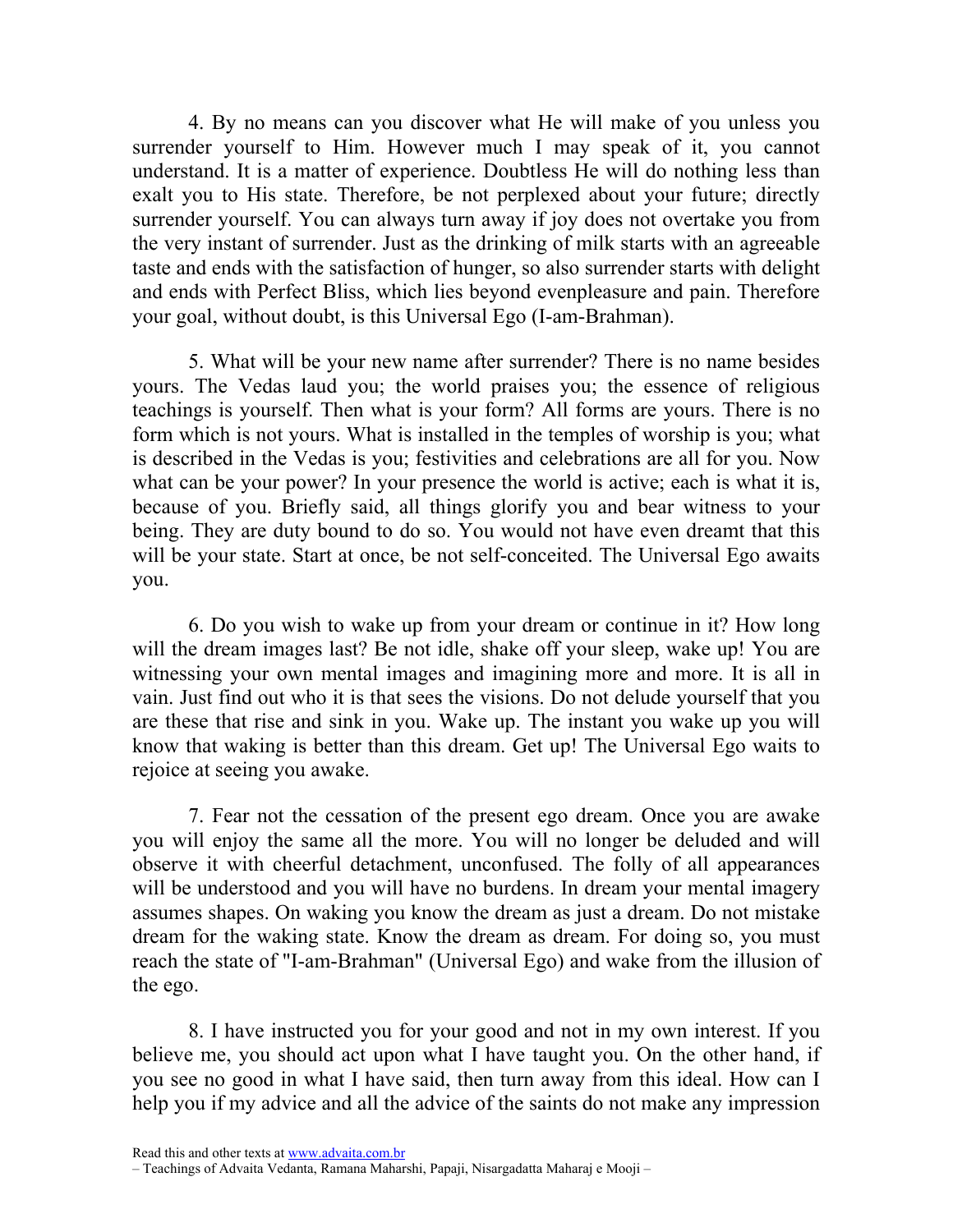4. By no means can you discover what He will make of you unless you surrender yourself to Him. However much I may speak of it, you cannot understand. It is a matter of experience. Doubtless He will do nothing less than exalt you to His state. Therefore, be not perplexed about your future; directly surrender yourself. You can always turn away if joy does not overtake you from the very instant of surrender. Just as the drinking of milk starts with an agreeable taste and ends with the satisfaction of hunger, so also surrender starts with delight and ends with Perfect Bliss, which lies beyond evenpleasure and pain. Therefore your goal, without doubt, is this Universal Ego (I-am-Brahman).

5. What will be your new name after surrender? There is no name besides yours. The Vedas laud you; the world praises you; the essence of religious teachings is yourself. Then what is your form? All forms are yours. There is no form which is not yours. What is installed in the temples of worship is you; what is described in the Vedas is you; festivities and celebrations are all for you. Now what can be your power? In your presence the world is active; each is what it is, because of you. Briefly said, all things glorify you and bear witness to your being. They are duty bound to do so. You would not have even dreamt that this will be your state. Start at once, be not self-conceited. The Universal Ego awaits you.

6. Do you wish to wake up from your dream or continue in it? How long will the dream images last? Be not idle, shake off your sleep, wake up! You are witnessing your own mental images and imagining more and more. It is all in vain. Just find out who it is that sees the visions. Do not delude yourself that you are these that rise and sink in you. Wake up. The instant you wake up you will know that waking is better than this dream. Get up! The Universal Ego waits to rejoice at seeing you awake.

7. Fear not the cessation of the present ego dream. Once you are awake you will enjoy the same all the more. You will no longer be deluded and will observe it with cheerful detachment, unconfused. The folly of all appearances will be understood and you will have no burdens. In dream your mental imagery assumes shapes. On waking you know the dream as just a dream. Do not mistake dream for the waking state. Know the dream as dream. For doing so, you must reach the state of "I-am-Brahman" (Universal Ego) and wake from the illusion of the ego.

8. I have instructed you for your good and not in my own interest. If you believe me, you should act upon what I have taught you. On the other hand, if you see no good in what I have said, then turn away from this ideal. How can I help you if my advice and all the advice of the saints do not make any impression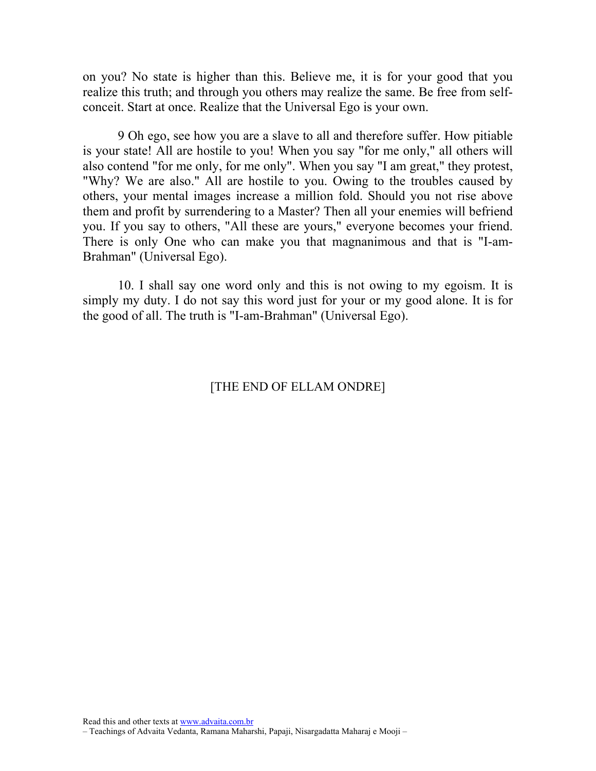on you? No state is higher than this. Believe me, it is for your good that you realize this truth; and through you others may realize the same. Be free from self-conceit. Start at once. Realize that the Universal Ego is your own.

9 Oh ego, see how you are a slave to all and therefore suffer. How pitiable is your state! All are hostile to you! When you say "for me only," all others will also contend "for me only, for me only". When you say "I am great," they protest, "Why? We are also." All are hostile to you. Owing to the troubles caused by others, your mental images increase a million fold. Should you not rise above them and profit by surrendering to a Master? Then all your enemies will befriend you. If you say to others, "All these are yours," everyone becomes your friend. There is only One who can make you that magnanimous and that is "I-am-Brahman" (Universal Ego).

10. I shall say one word only and this is not owing to my egoism. It is simply my duty. I do not say this word just for your or my good alone. It is for the good of all. The truth is "I-am-Brahman" (Universal Ego).

[THE END OF ELLAM ONDRE]